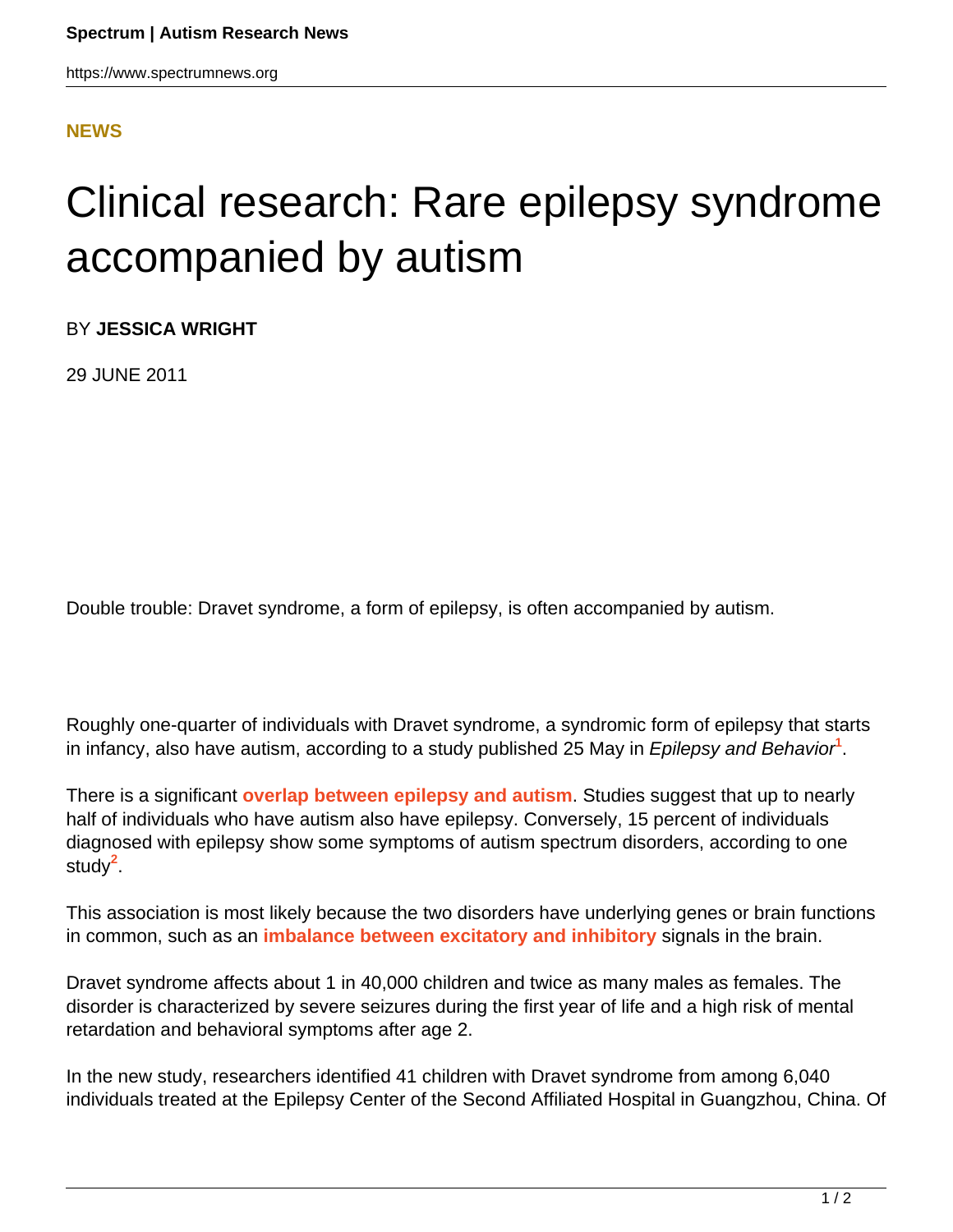NEWS

# Clinical research: Rare epilepsy syndrome accompanied by autism

BY **JESSICA WRIGHT**

29 JUNE 2011

Double trouble: Dravet syndrome, a form of epilepsy, is often accompanied by autism.

Roughly one-quarter of individuals with Dravet syndrome, a syndromic form of epilepsy that starts in infancy, also have autism, according to a study published 25 May in *Epilepsy and Behavior*[1].

There is a significant **overlap between epilepsy and autism**. Studies suggest that up to nearly half of individuals who have autism also have epilepsy. Conversely, 15 percent of individuals diagnosed with epilepsy show some symptoms of autism spectrum disorders, according to one study[2].

This association is most likely because the two disorders have underlying genes or brain functions in common, such as an **imbalance between excitatory and inhibitory** signals in the brain.

Dravet syndrome affects about 1 in 40,000 children and twice as many males as females. The disorder is characterized by severe seizures during the first year of life and a high risk of mental retardation and behavioral symptoms after age 2.

In the new study, researchers identified 41 children with Dravet syndrome from among 6,040 individuals treated at the Epilepsy Center of the Second Affiliated Hospital in Guangzhou, China. Of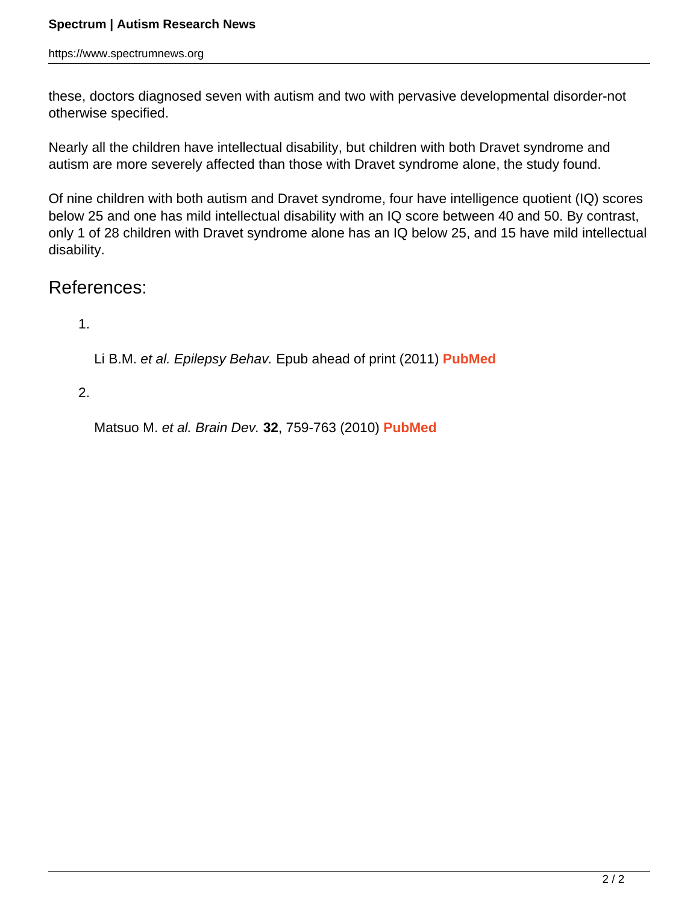these, doctors diagnosed seven with autism and two with pervasive developmental disorder-not otherwise specified.

Nearly all the children have intellectual disability, but children with both Dravet syndrome and autism are more severely affected than those with Dravet syndrome alone, the study found.

Of nine children with both autism and Dravet syndrome, four have intelligence quotient (IQ) scores below 25 and one has mild intellectual disability with an IQ score between 40 and 50. By contrast, only 1 of 28 children with Dravet syndrome alone has an IQ below 25, and 15 have mild intellectual disability.

## References:

1. Li B.M. *et al. Epilepsy Behav.* Epub ahead of print (2011) **PubMed**

2. Matsuo M. *et al. Brain Dev.* **32**, 759-763 (2010) **PubMed**